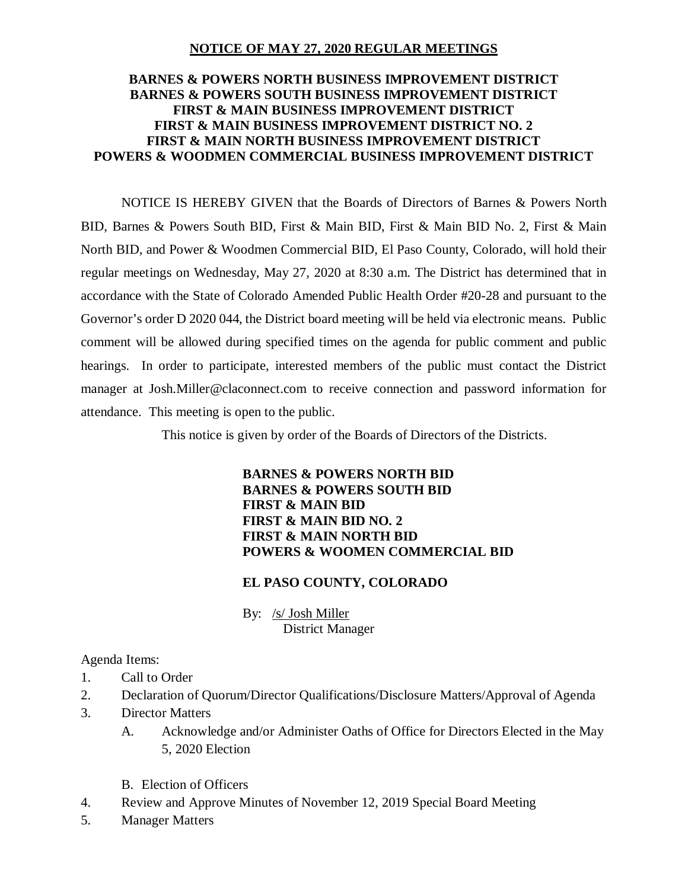# NOTICE OF MAY 27, 2020 REGULAR MEETINGS

## BARNES & POWERS NORTH BUSINESS IMPROVEMENT DISTRICT
## BARNES & POWERS SOUTH BUSINESS IMPROVEMENT DISTRICT
## FIRST & MAIN BUSINESS IMPROVEMENT DISTRICT
## FIRST & MAIN BUSINESS IMPROVEMENT DISTRICT NO. 2
## FIRST & MAIN NORTH BUSINESS IMPROVEMENT DISTRICT
## POWERS & WOODMEN COMMERCIAL BUSINESS IMPROVEMENT DISTRICT

NOTICE IS HEREBY GIVEN that the Boards of Directors of Barnes & Powers North BID, Barnes & Powers South BID, First & Main BID, First & Main BID No. 2, First & Main North BID, and Power & Woodmen Commercial BID, El Paso County, Colorado, will hold their regular meetings on Wednesday, May 27, 2020 at 8:30 a.m. The District has determined that in accordance with the State of Colorado Amended Public Health Order #20-28 and pursuant to the Governor's order D 2020 044, the District board meeting will be held via electronic means. Public comment will be allowed during specified times on the agenda for public comment and public hearings. In order to participate, interested members of the public must contact the District manager at Josh.Miller@claconnect.com to receive connection and password information for attendance. This meeting is open to the public.

This notice is given by order of the Boards of Directors of the Districts.

**BARNES & POWERS NORTH BID**
**BARNES & POWERS SOUTH BID**
**FIRST & MAIN BID**
**FIRST & MAIN BID NO. 2**
**FIRST & MAIN NORTH BID**
**POWERS & WOOMEN COMMERCIAL BID**

**EL PASO COUNTY, COLORADO**

By: /s/ Josh Miller
District Manager

Agenda Items:

1. Call to Order
2. Declaration of Quorum/Director Qualifications/Disclosure Matters/Approval of Agenda
3. Director Matters
   A. Acknowledge and/or Administer Oaths of Office for Directors Elected in the May 5, 2020 Election

   B. Election of Officers
4. Review and Approve Minutes of November 12, 2019 Special Board Meeting
5. Manager Matters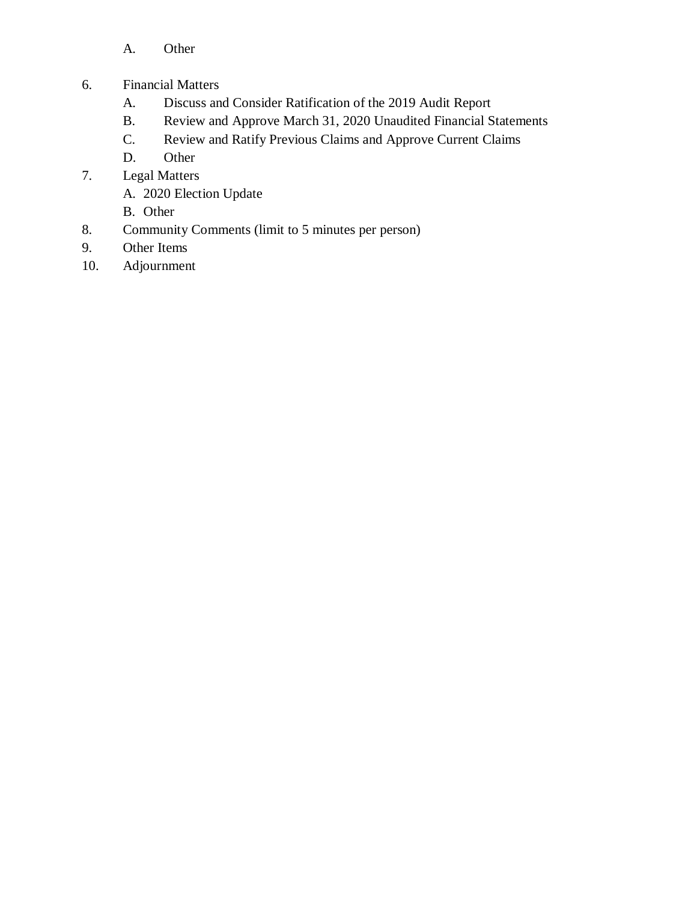A. Other

6. Financial Matters
   A. Discuss and Consider Ratification of the 2019 Audit Report
   B. Review and Approve March 31, 2020 Unaudited Financial Statements
   C. Review and Ratify Previous Claims and Approve Current Claims
   D. Other
7. Legal Matters
   A. 2020 Election Update
   B. Other
8. Community Comments (limit to 5 minutes per person)
9. Other Items
10. Adjournment